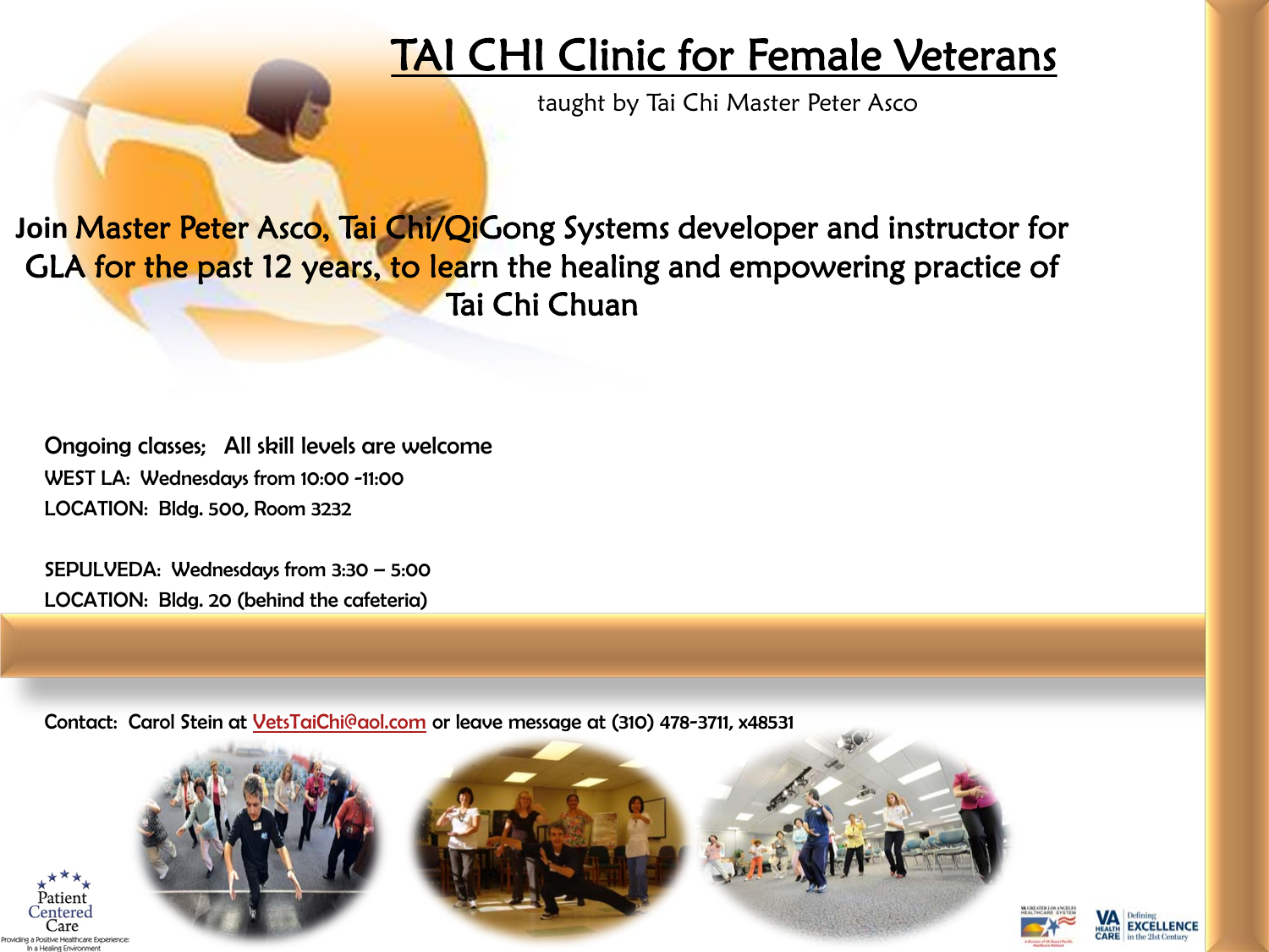# TAI CHI Clinic for Female Veterans

taught by Tai Chi Master Peter Asco

**Join Master Peter Asco, Tai Chi/QiGong Systems developer and instructor for GLA for the past 12 years, to learn the healing and empowering practice of Tai Chi Chuan**

Ongoing classes; All skill levels are welcome

WEST LA: Wednesdays from 10:00 -11:00

LOCATION: Bldg. 500, Room 3232

SEPULVEDA: Wednesdays from 3:30 – 5:00

LOCATION: Bldg. 20 (behind the cafeteria)

Contact: Carol Stein at VetsTaiChi@aol.com or leave message at (310) 478-3711, x48531

Patient Centered Care

Providing a Positive Healthcare Experience: In a Healing Environment

VA HEALTH CARE Defining EXCELLENCE in the 21st Century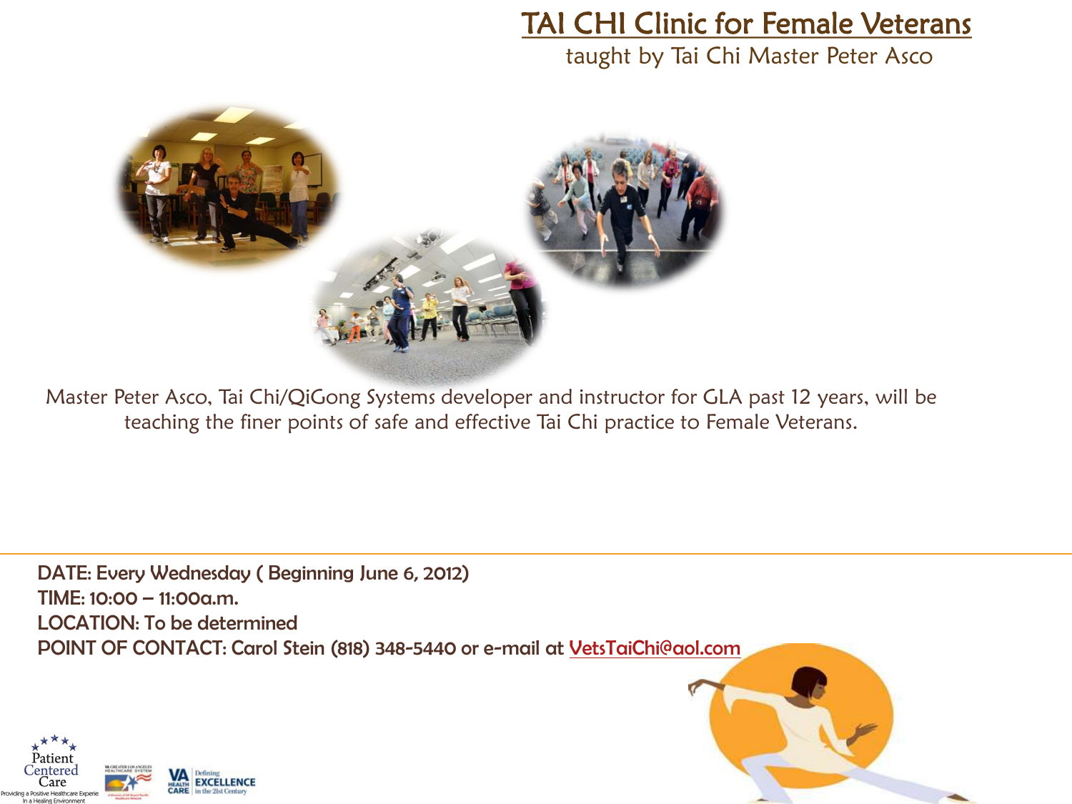# TAI CHI Clinic for Female Veterans

taught by Tai Chi Master Peter Asco

Master Peter Asco, Tai Chi/QiGong Systems developer and instructor for GLA past 12 years, will be teaching the finer points of safe and effective Tai Chi practice to Female Veterans.

**DATE:** Every Wednesday ( Beginning June 6, 2012)

**TIME:** 10:00 – 11:00a.m.

**LOCATION:** To be determined

**POINT OF CONTACT:** Carol Stein (818) 348-5440 or e-mail at VetsTaiChi@aol.com

Patient Centered Care

Providing a Positive Healthcare Experience In a Healing Environment

VA Greater Los Angeles Healthcare System

VA Health Care | Defining EXCELLENCE in the 21st Century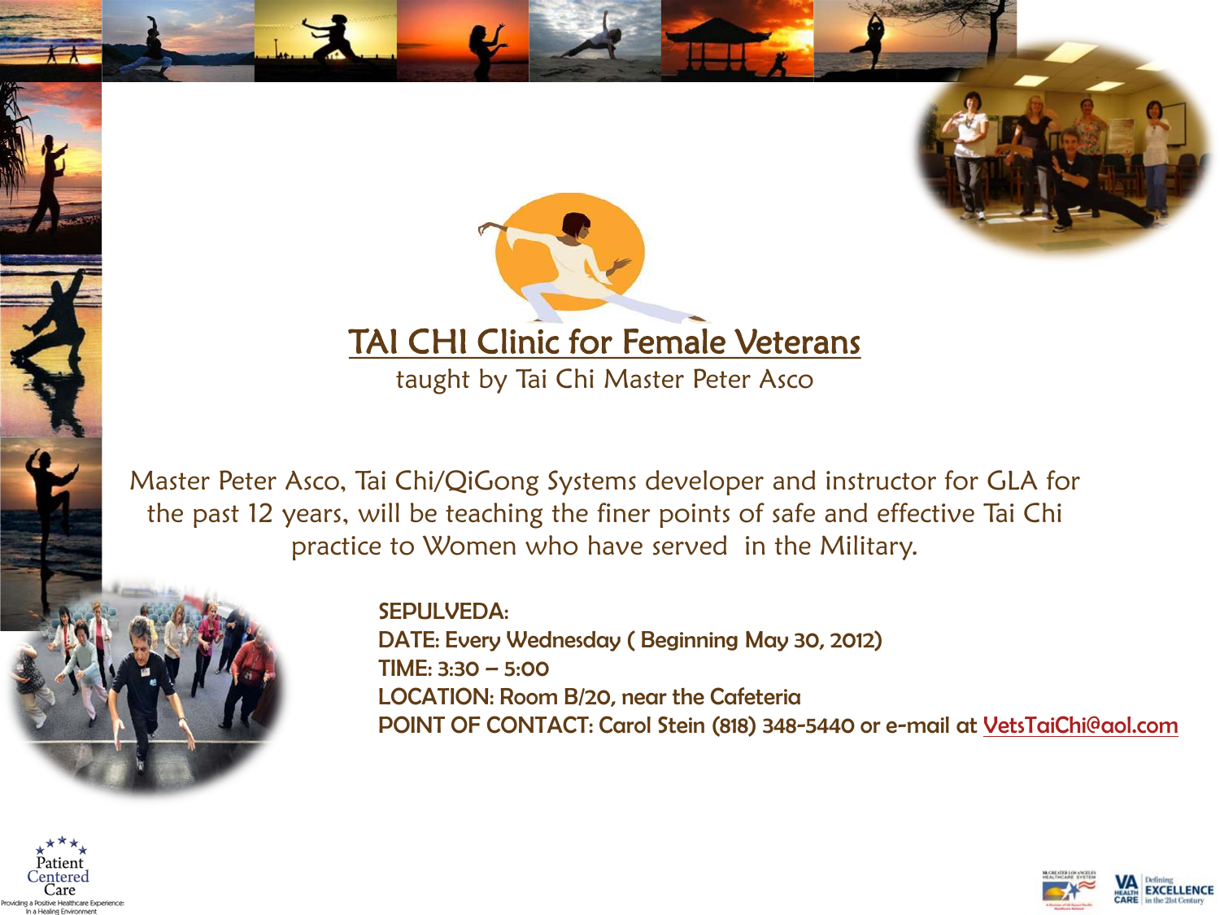# TAI CHI Clinic for Female Veterans

taught by Tai Chi Master Peter Asco

Master Peter Asco, Tai Chi/QiGong Systems developer and instructor for GLA for the past 12 years, will be teaching the finer points of safe and effective Tai Chi practice to Women who have served in the Military.

**SEPULVEDA:**
**DATE: Every Wednesday ( Beginning May 30, 2012)**
**TIME: 3:30 – 5:00**
**LOCATION: Room B/20, near the Cafeteria**
**POINT OF CONTACT: Carol Stein (818) 348-5440 or e-mail at VetsTaiChi@aol.com**

Patient Centered Care
Providing a Positive Healthcare Experience: In a Healing Environment

VA Greater Los Angeles Healthcare System

VA Health Care — Defining EXCELLENCE in the 21st Century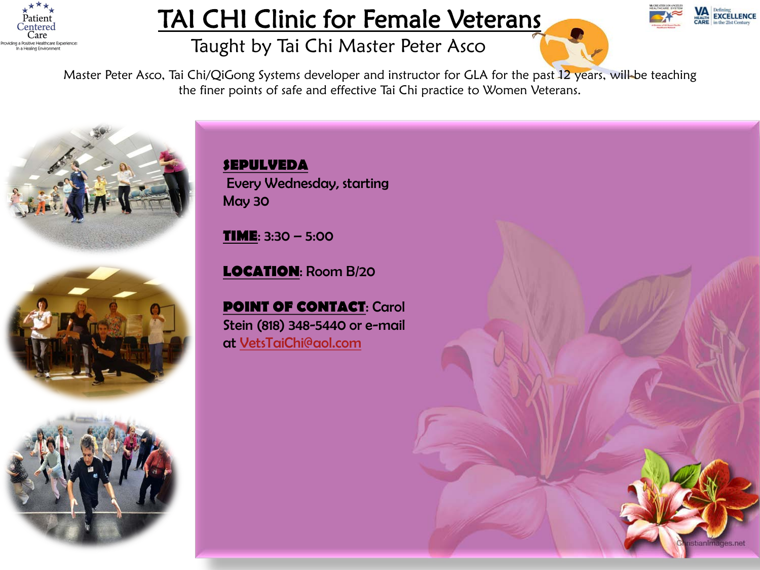# TAI CHI Clinic for Female Veterans

## Taught by Tai Chi Master Peter Asco

Master Peter Asco, Tai Chi/QiGong Systems developer and instructor for GLA for the past 12 years, will be teaching the finer points of safe and effective Tai Chi practice to Women Veterans.

**SEPULVEDA**
Every Wednesday, starting May 30

**TIME**: 3:30 – 5:00

**LOCATION**: Room B/20

**POINT OF CONTACT**: Carol Stein (818) 348-5440 or e-mail at VetsTaiChi@aol.com